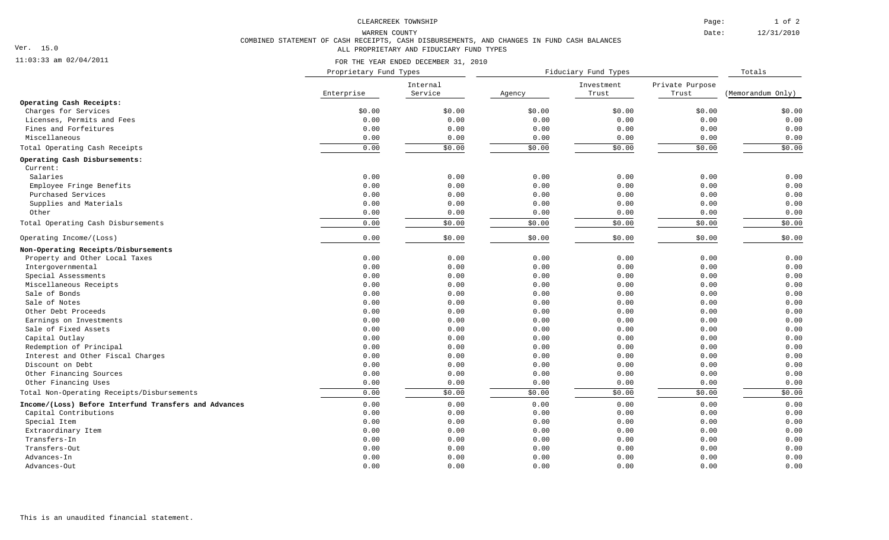# CLEARCREEK TOWNSHIP

## WARREN COUNTY

### COMBINED STATEMENT OF CASH RECEIPTS, CASH DISBURSEMENTS, AND CHANGES IN FUND CASH BALANCES

### ALL PROPRIETARY AND FIDUCIARY FUND TYPES

FOR THE YEAR ENDED DECEMBER 31, 2010

Date: 12/31/2010

Ver. 15.0

11:03:33 am 02/04/2011

| | Proprietary Fund Types | | Fiduciary Fund Types | | | Totals |
|---|---|---|---|---|---|---|
| | Enterprise | Internal Service | Agency | Investment Trust | Private Purpose Trust | (Memorandum Only) |
| **Operating Cash Receipts:** | | | | | | |
| Charges for Services | $0.00 | $0.00 | $0.00 | $0.00 | $0.00 | $0.00 |
| Licenses, Permits and Fees | 0.00 | 0.00 | 0.00 | 0.00 | 0.00 | 0.00 |
| Fines and Forfeitures | 0.00 | 0.00 | 0.00 | 0.00 | 0.00 | 0.00 |
| Miscellaneous | 0.00 | 0.00 | 0.00 | 0.00 | 0.00 | 0.00 |
| Total Operating Cash Receipts | 0.00 | $0.00 | $0.00 | $0.00 | $0.00 | $0.00 |
| **Operating Cash Disbursements:** | | | | | | |
| Current: | | | | | | |
| Salaries | 0.00 | 0.00 | 0.00 | 0.00 | 0.00 | 0.00 |
| Employee Fringe Benefits | 0.00 | 0.00 | 0.00 | 0.00 | 0.00 | 0.00 |
| Purchased Services | 0.00 | 0.00 | 0.00 | 0.00 | 0.00 | 0.00 |
| Supplies and Materials | 0.00 | 0.00 | 0.00 | 0.00 | 0.00 | 0.00 |
| Other | 0.00 | 0.00 | 0.00 | 0.00 | 0.00 | 0.00 |
| Total Operating Cash Disbursements | 0.00 | $0.00 | $0.00 | $0.00 | $0.00 | $0.00 |
| Operating Income/(Loss) | 0.00 | $0.00 | $0.00 | $0.00 | $0.00 | $0.00 |
| **Non-Operating Receipts/Disbursements** | | | | | | |
| Property and Other Local Taxes | 0.00 | 0.00 | 0.00 | 0.00 | 0.00 | 0.00 |
| Intergovernmental | 0.00 | 0.00 | 0.00 | 0.00 | 0.00 | 0.00 |
| Special Assessments | 0.00 | 0.00 | 0.00 | 0.00 | 0.00 | 0.00 |
| Miscellaneous Receipts | 0.00 | 0.00 | 0.00 | 0.00 | 0.00 | 0.00 |
| Sale of Bonds | 0.00 | 0.00 | 0.00 | 0.00 | 0.00 | 0.00 |
| Sale of Notes | 0.00 | 0.00 | 0.00 | 0.00 | 0.00 | 0.00 |
| Other Debt Proceeds | 0.00 | 0.00 | 0.00 | 0.00 | 0.00 | 0.00 |
| Earnings on Investments | 0.00 | 0.00 | 0.00 | 0.00 | 0.00 | 0.00 |
| Sale of Fixed Assets | 0.00 | 0.00 | 0.00 | 0.00 | 0.00 | 0.00 |
| Capital Outlay | 0.00 | 0.00 | 0.00 | 0.00 | 0.00 | 0.00 |
| Redemption of Principal | 0.00 | 0.00 | 0.00 | 0.00 | 0.00 | 0.00 |
| Interest and Other Fiscal Charges | 0.00 | 0.00 | 0.00 | 0.00 | 0.00 | 0.00 |
| Discount on Debt | 0.00 | 0.00 | 0.00 | 0.00 | 0.00 | 0.00 |
| Other Financing Sources | 0.00 | 0.00 | 0.00 | 0.00 | 0.00 | 0.00 |
| Other Financing Uses | 0.00 | 0.00 | 0.00 | 0.00 | 0.00 | 0.00 |
| Total Non-Operating Receipts/Disbursements | 0.00 | $0.00 | $0.00 | $0.00 | $0.00 | $0.00 |
| **Income/(Loss) Before Interfund Transfers and Advances** | 0.00 | 0.00 | 0.00 | 0.00 | 0.00 | 0.00 |
| Capital Contributions | 0.00 | 0.00 | 0.00 | 0.00 | 0.00 | 0.00 |
| Special Item | 0.00 | 0.00 | 0.00 | 0.00 | 0.00 | 0.00 |
| Extraordinary Item | 0.00 | 0.00 | 0.00 | 0.00 | 0.00 | 0.00 |
| Transfers-In | 0.00 | 0.00 | 0.00 | 0.00 | 0.00 | 0.00 |
| Transfers-Out | 0.00 | 0.00 | 0.00 | 0.00 | 0.00 | 0.00 |
| Advances-In | 0.00 | 0.00 | 0.00 | 0.00 | 0.00 | 0.00 |
| Advances-Out | 0.00 | 0.00 | 0.00 | 0.00 | 0.00 | 0.00 |

This is an unaudited financial statement.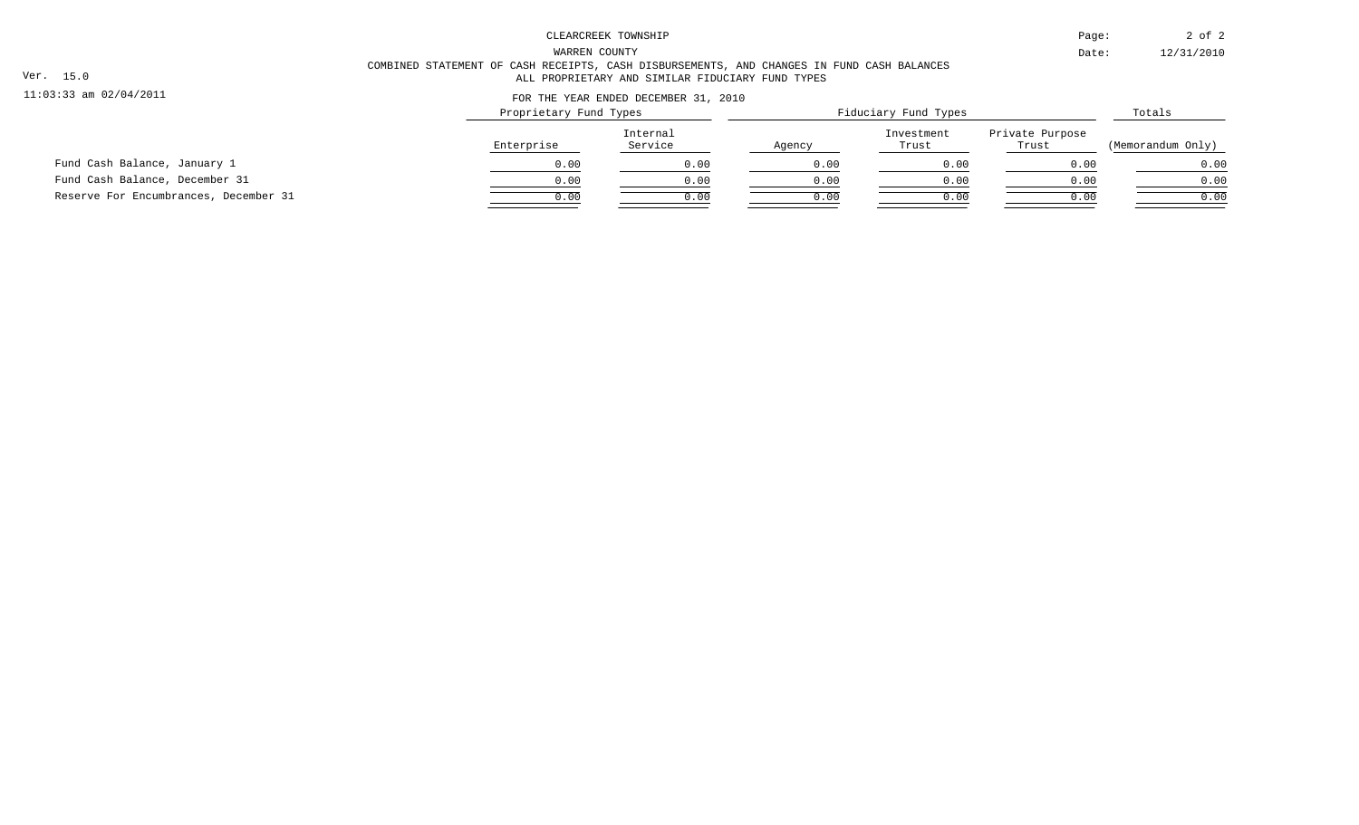CLEARCREEK TOWNSHIP

WARREN COUNTY

COMBINED STATEMENT OF CASH RECEIPTS, CASH DISBURSEMENTS, AND CHANGES IN FUND CASH BALANCES

ALL PROPRIETARY AND SIMILAR FIDUCIARY FUND TYPES

FOR THE YEAR ENDED DECEMBER 31, 2010

Ver. 15.0

11:03:33 am 02/04/2011

Date: 12/31/2010

| | Proprietary Fund Types | | Fiduciary Fund Types | | | Totals |
|---|---|---|---|---|---|---|
| | Enterprise | Internal Service | Agency | Investment Trust | Private Purpose Trust | (Memorandum Only) |
| Fund Cash Balance, January 1 | 0.00 | 0.00 | 0.00 | 0.00 | 0.00 | 0.00 |
| Fund Cash Balance, December 31 | 0.00 | 0.00 | 0.00 | 0.00 | 0.00 | 0.00 |
| Reserve For Encumbrances, December 31 | 0.00 | 0.00 | 0.00 | 0.00 | 0.00 | 0.00 |